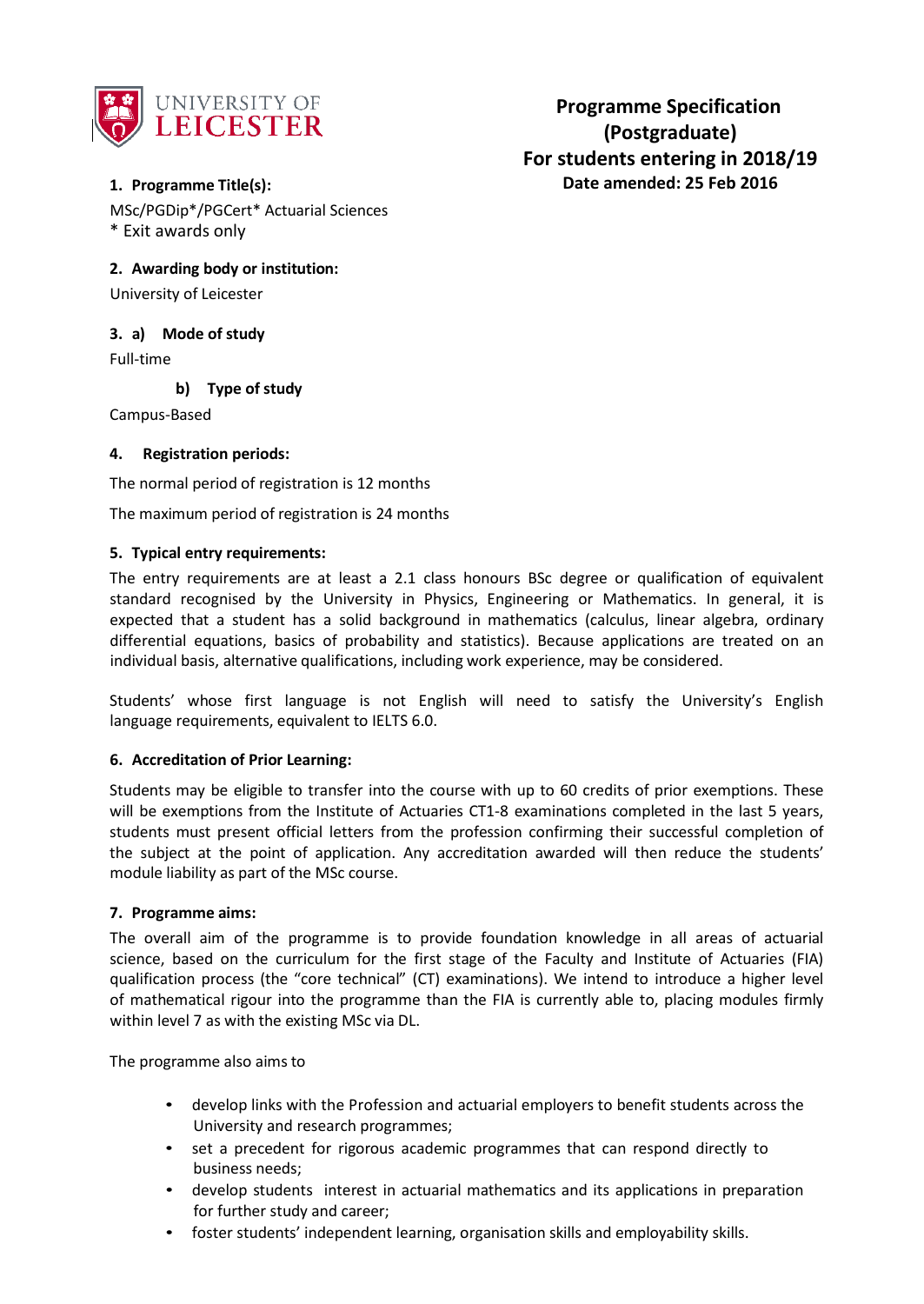UNIVERSITY OF LEICESTER

# Programme Specification (Postgraduate)
## For students entering in 2018/19
**Date amended: 25 Feb 2016**

### 1. Programme Title(s):

MSc/PGDip*/PGCert* Actuarial Sciences
* Exit awards only

### 2. Awarding body or institution:

University of Leicester

### 3. a) Mode of study

Full-time

### b) Type of study

Campus-Based

### 4. Registration periods:

The normal period of registration is 12 months

The maximum period of registration is 24 months

### 5. Typical entry requirements:

The entry requirements are at least a 2.1 class honours BSc degree or qualification of equivalent standard recognised by the University in Physics, Engineering or Mathematics. In general, it is expected that a student has a solid background in mathematics (calculus, linear algebra, ordinary differential equations, basics of probability and statistics). Because applications are treated on an individual basis, alternative qualifications, including work experience, may be considered.

Students' whose first language is not English will need to satisfy the University's English language requirements, equivalent to IELTS 6.0.

### 6. Accreditation of Prior Learning:

Students may be eligible to transfer into the course with up to 60 credits of prior exemptions. These will be exemptions from the Institute of Actuaries CT1-8 examinations completed in the last 5 years, students must present official letters from the profession confirming their successful completion of the subject at the point of application. Any accreditation awarded will then reduce the students' module liability as part of the MSc course.

### 7. Programme aims:

The overall aim of the programme is to provide foundation knowledge in all areas of actuarial science, based on the curriculum for the first stage of the Faculty and Institute of Actuaries (FIA) qualification process (the "core technical" (CT) examinations). We intend to introduce a higher level of mathematical rigour into the programme than the FIA is currently able to, placing modules firmly within level 7 as with the existing MSc via DL.

The programme also aims to

- develop links with the Profession and actuarial employers to benefit students across the University and research programmes;
- set a precedent for rigorous academic programmes that can respond directly to business needs;
- develop students interest in actuarial mathematics and its applications in preparation for further study and career;
- foster students' independent learning, organisation skills and employability skills.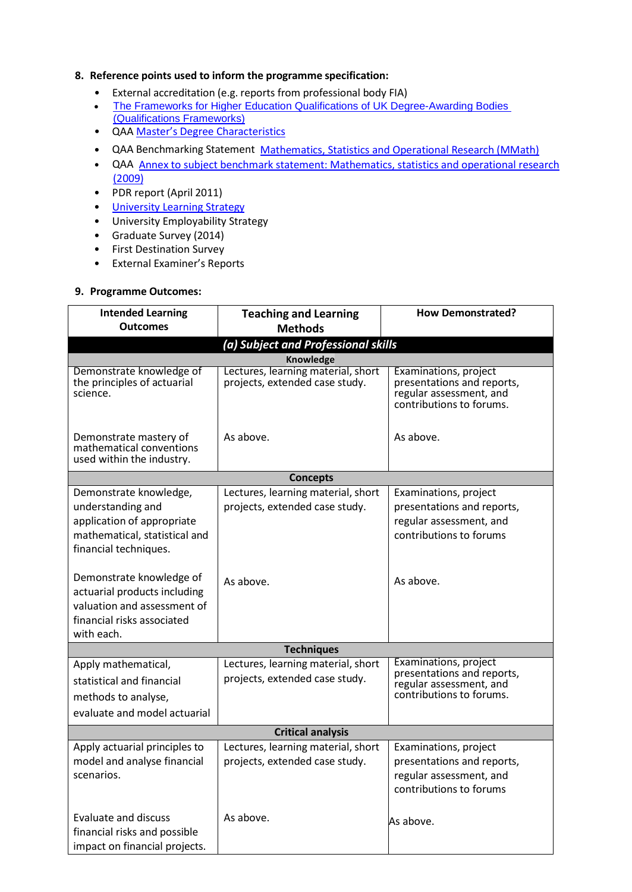**8. Reference points used to inform the programme specification:**

- External accreditation (e.g. reports from professional body FIA)
- The Frameworks for Higher Education Qualifications of UK Degree-Awarding Bodies (Qualifications Frameworks)
- QAA Master's Degree Characteristics
- QAA Benchmarking Statement Mathematics, Statistics and Operational Research (MMath)
- QAA Annex to subject benchmark statement: Mathematics, statistics and operational research (2009)
- PDR report (April 2011)
- University Learning Strategy
- University Employability Strategy
- Graduate Survey (2014)
- First Destination Survey
- External Examiner's Reports

**9. Programme Outcomes:**

| Intended Learning Outcomes | Teaching and Learning Methods | How Demonstrated? |
|---|---|---|
| ***(a) Subject and Professional skills*** | | |
| **Knowledge** | | |
| Demonstrate knowledge of the principles of actuarial science. | Lectures, learning material, short projects, extended case study. | Examinations, project presentations and reports, regular assessment, and contributions to forums. |
| Demonstrate mastery of mathematical conventions used within the industry. | As above. | As above. |
| **Concepts** | | |
| Demonstrate knowledge, understanding and application of appropriate mathematical, statistical and financial techniques. | Lectures, learning material, short projects, extended case study. | Examinations, project presentations and reports, regular assessment, and contributions to forums |
| Demonstrate knowledge of actuarial products including valuation and assessment of financial risks associated with each. | As above. | As above. |
| **Techniques** | | |
| Apply mathematical, statistical and financial methods to analyse, evaluate and model actuarial | Lectures, learning material, short projects, extended case study. | Examinations, project presentations and reports, regular assessment, and contributions to forums. |
| **Critical analysis** | | |
| Apply actuarial principles to model and analyse financial scenarios. | Lectures, learning material, short projects, extended case study. | Examinations, project presentations and reports, regular assessment, and contributions to forums |
| Evaluate and discuss financial risks and possible impact on financial projects. | As above. | As above. |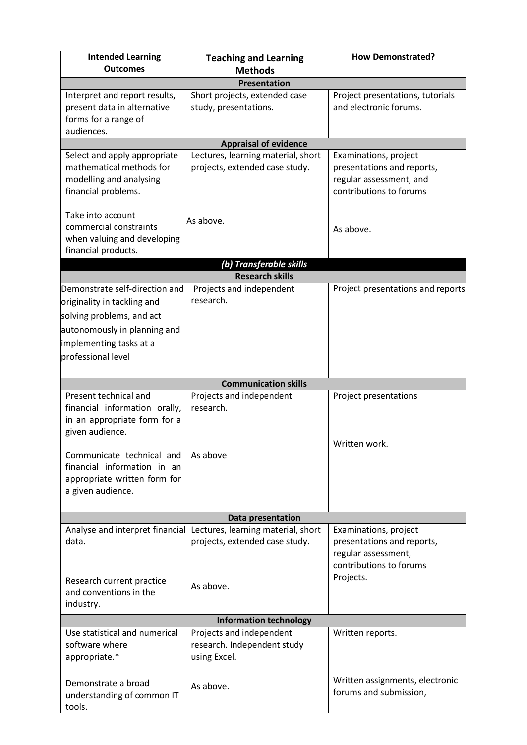| Intended Learning Outcomes | Teaching and Learning Methods | How Demonstrated? |
|---|---|---|
| **Presentation** | | |
| Interpret and report results, present data in alternative forms for a range of audiences. | Short projects, extended case study, presentations. | Project presentations, tutorials and electronic forums. |
| **Appraisal of evidence** | | |
| Select and apply appropriate mathematical methods for modelling and analysing financial problems. | Lectures, learning material, short projects, extended case study. | Examinations, project presentations and reports, regular assessment, and contributions to forums |
| Take into account commercial constraints when valuing and developing financial products. | As above. | As above. |
| ***(b) Transferable skills*** | | |
| **Research skills** | | |
| Demonstrate self-direction and originality in tackling and solving problems, and act autonomously in planning and implementing tasks at a professional level | Projects and independent research. | Project presentations and reports |
| **Communication skills** | | |
| Present technical and financial information orally, in an appropriate form for a given audience. | Projects and independent research. | Project presentations |
| Communicate technical and financial information in an appropriate written form for a given audience. | As above | Written work. |
| **Data presentation** | | |
| Analyse and interpret financial data. | Lectures, learning material, short projects, extended case study. | Examinations, project presentations and reports, regular assessment, contributions to forums |
| Research current practice and conventions in the industry. | As above. | Projects. |
| **Information technology** | | |
| Use statistical and numerical software where appropriate.* | Projects and independent research. Independent study using Excel. | Written reports. |
| Demonstrate a broad understanding of common IT tools. | As above. | Written assignments, electronic forums and submission, |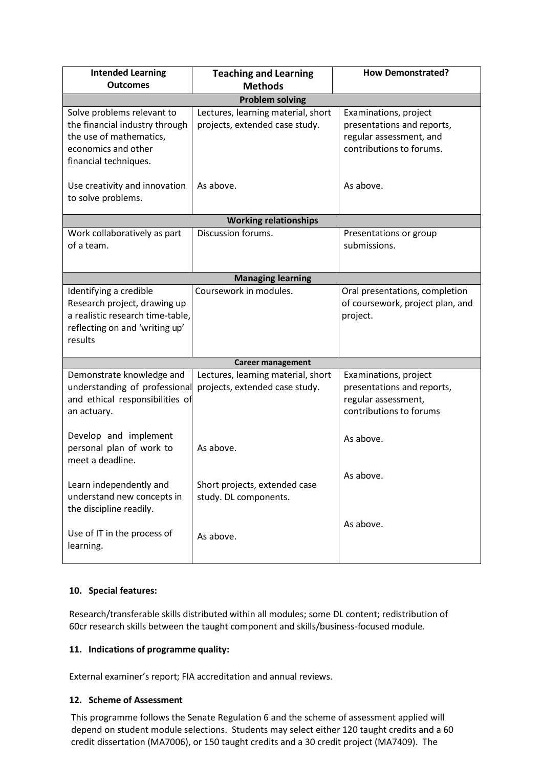| Intended Learning Outcomes | Teaching and Learning Methods | How Demonstrated? |
|---|---|---|
| **Problem solving** | | |
| Solve problems relevant to the financial industry through the use of mathematics, economics and other financial techniques. | Lectures, learning material, short projects, extended case study. | Examinations, project presentations and reports, regular assessment, and contributions to forums. |
| Use creativity and innovation to solve problems. | As above. | As above. |
| **Working relationships** | | |
| Work collaboratively as part of a team. | Discussion forums. | Presentations or group submissions. |
| **Managing learning** | | |
| Identifying a credible Research project, drawing up a realistic research time-table, reflecting on and 'writing up' results | Coursework in modules. | Oral presentations, completion of coursework, project plan, and project. |
| **Career management** | | |
| Demonstrate knowledge and understanding of professional and ethical responsibilities of an actuary. | Lectures, learning material, short projects, extended case study. | Examinations, project presentations and reports, regular assessment, contributions to forums |
| Develop and implement personal plan of work to meet a deadline. | As above. | As above. |
| Learn independently and understand new concepts in the discipline readily. | Short projects, extended case study. DL components. | As above. |
| Use of IT in the process of learning. | As above. | As above. |

**10. Special features:**

Research/transferable skills distributed within all modules; some DL content; redistribution of 60cr research skills between the taught component and skills/business-focused module.

**11. Indications of programme quality:**

External examiner's report; FIA accreditation and annual reviews.

**12. Scheme of Assessment**

This programme follows the Senate Regulation 6 and the scheme of assessment applied will depend on student module selections. Students may select either 120 taught credits and a 60 credit dissertation (MA7006), or 150 taught credits and a 30 credit project (MA7409). The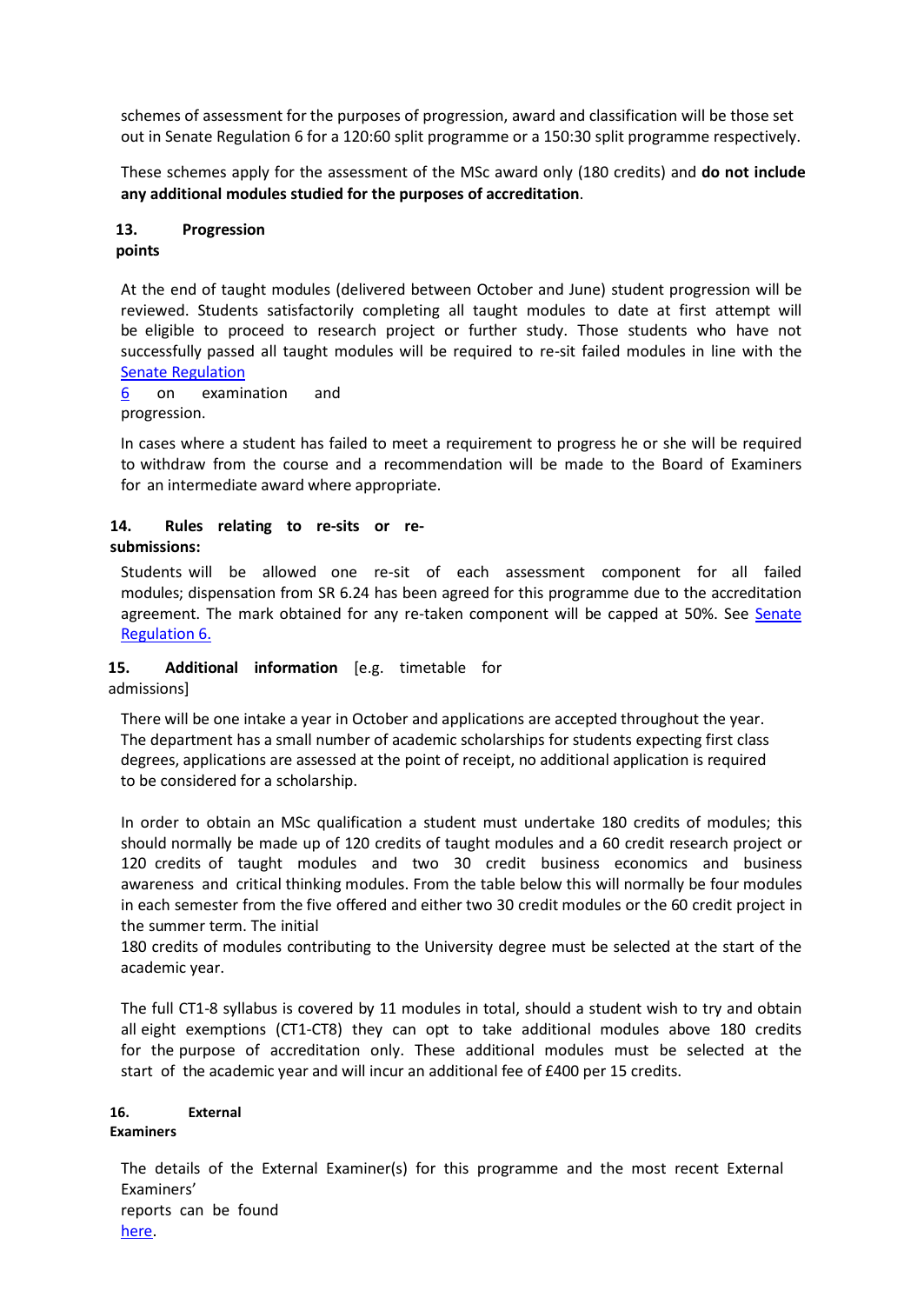schemes of assessment for the purposes of progression, award and classification will be those set out in Senate Regulation 6 for a 120:60 split programme or a 150:30 split programme respectively.

These schemes apply for the assessment of the MSc award only (180 credits) and **do not include any additional modules studied for the purposes of accreditation**.

## 13. Progression points

At the end of taught modules (delivered between October and June) student progression will be reviewed. Students satisfactorily completing all taught modules to date at first attempt will be eligible to proceed to research project or further study. Those students who have not successfully passed all taught modules will be required to re-sit failed modules in line with the Senate Regulation 6 on examination and progression.

In cases where a student has failed to meet a requirement to progress he or she will be required to withdraw from the course and a recommendation will be made to the Board of Examiners for an intermediate award where appropriate.

## 14. Rules relating to re-sits or re-submissions:

Students will be allowed one re-sit of each assessment component for all failed modules; dispensation from SR 6.24 has been agreed for this programme due to the accreditation agreement. The mark obtained for any re-taken component will be capped at 50%. See Senate Regulation 6.

## 15. Additional information [e.g. timetable for admissions]

There will be one intake a year in October and applications are accepted throughout the year. The department has a small number of academic scholarships for students expecting first class degrees, applications are assessed at the point of receipt, no additional application is required to be considered for a scholarship.

In order to obtain an MSc qualification a student must undertake 180 credits of modules; this should normally be made up of 120 credits of taught modules and a 60 credit research project or 120 credits of taught modules and two 30 credit business economics and business awareness and critical thinking modules. From the table below this will normally be four modules in each semester from the five offered and either two 30 credit modules or the 60 credit project in the summer term. The initial 180 credits of modules contributing to the University degree must be selected at the start of the academic year.

The full CT1-8 syllabus is covered by 11 modules in total, should a student wish to try and obtain all eight exemptions (CT1-CT8) they can opt to take additional modules above 180 credits for the purpose of accreditation only. These additional modules must be selected at the start of the academic year and will incur an additional fee of £400 per 15 credits.

## 16. External Examiners

The details of the External Examiner(s) for this programme and the most recent External Examiners' reports can be found here.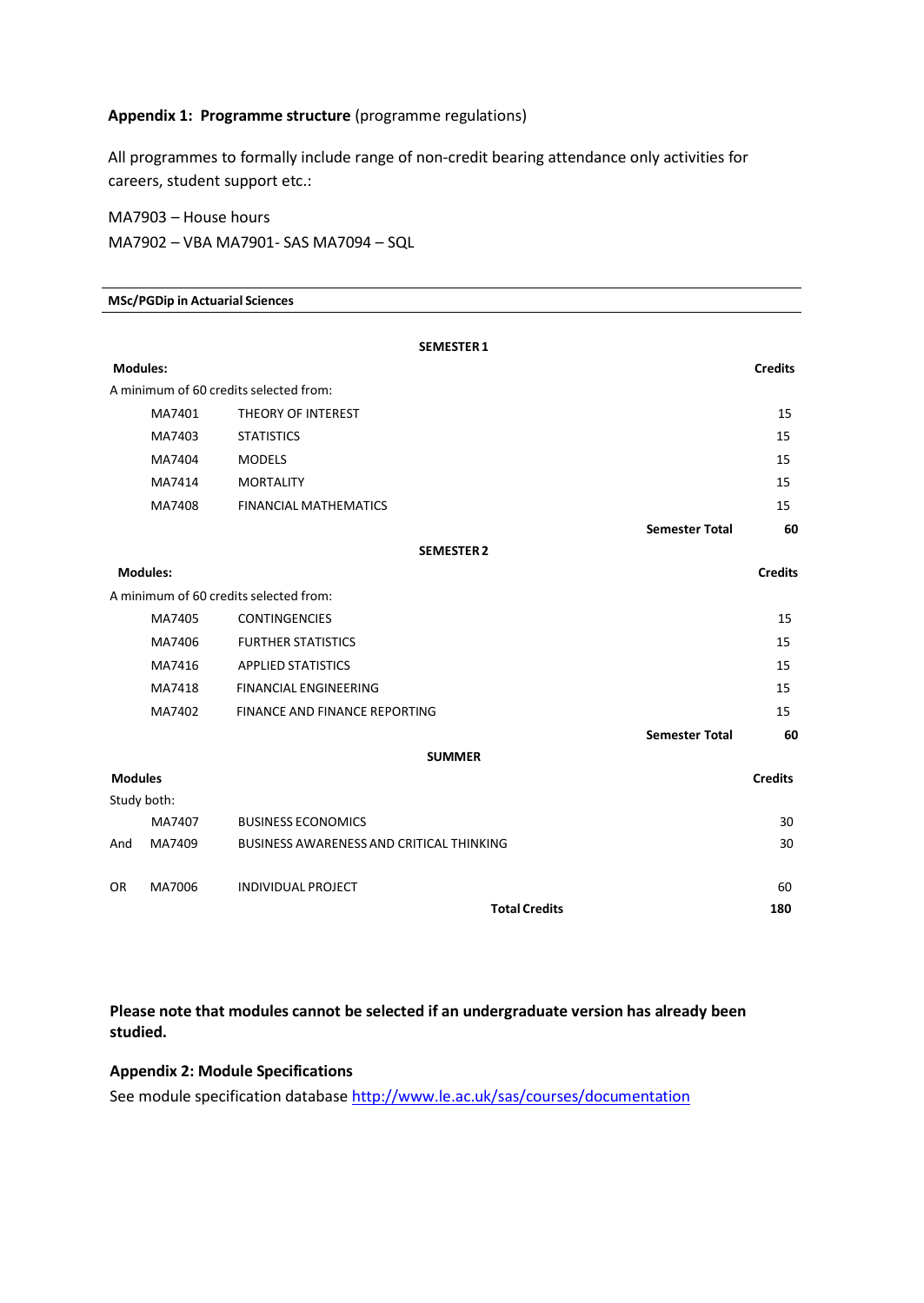**Appendix 1: Programme structure** (programme regulations)

All programmes to formally include range of non-credit bearing attendance only activities for careers, student support etc.:

MA7903 – House hours
MA7902 – VBA MA7901- SAS MA7094 – SQL

**MSc/PGDip in Actuarial Sciences**

| | | | | |
|---|---|---|---|---|
| | | **SEMESTER 1** | | |
| **Modules:** | | | | **Credits** |
| A minimum of 60 credits selected from: | | | | |
| | MA7401 | THEORY OF INTEREST | | 15 |
| | MA7403 | STATISTICS | | 15 |
| | MA7404 | MODELS | | 15 |
| | MA7414 | MORTALITY | | 15 |
| | MA7408 | FINANCIAL MATHEMATICS | | 15 |
| | | | **Semester Total** | **60** |
| | | **SEMESTER 2** | | |
| **Modules:** | | | | **Credits** |
| A minimum of 60 credits selected from: | | | | |
| | MA7405 | CONTINGENCIES | | 15 |
| | MA7406 | FURTHER STATISTICS | | 15 |
| | MA7416 | APPLIED STATISTICS | | 15 |
| | MA7418 | FINANCIAL ENGINEERING | | 15 |
| | MA7402 | FINANCE AND FINANCE REPORTING | | 15 |
| | | | **Semester Total** | **60** |
| | | **SUMMER** | | |
| **Modules** | | | | **Credits** |
| Study both: | | | | |
| | MA7407 | BUSINESS ECONOMICS | | 30 |
| And | MA7409 | BUSINESS AWARENESS AND CRITICAL THINKING | | 30 |
| OR | MA7006 | INDIVIDUAL PROJECT | | 60 |
| | | | **Total Credits** | **180** |

**Please note that modules cannot be selected if an undergraduate version has already been studied.**

**Appendix 2: Module Specifications**

See module specification database http://www.le.ac.uk/sas/courses/documentation